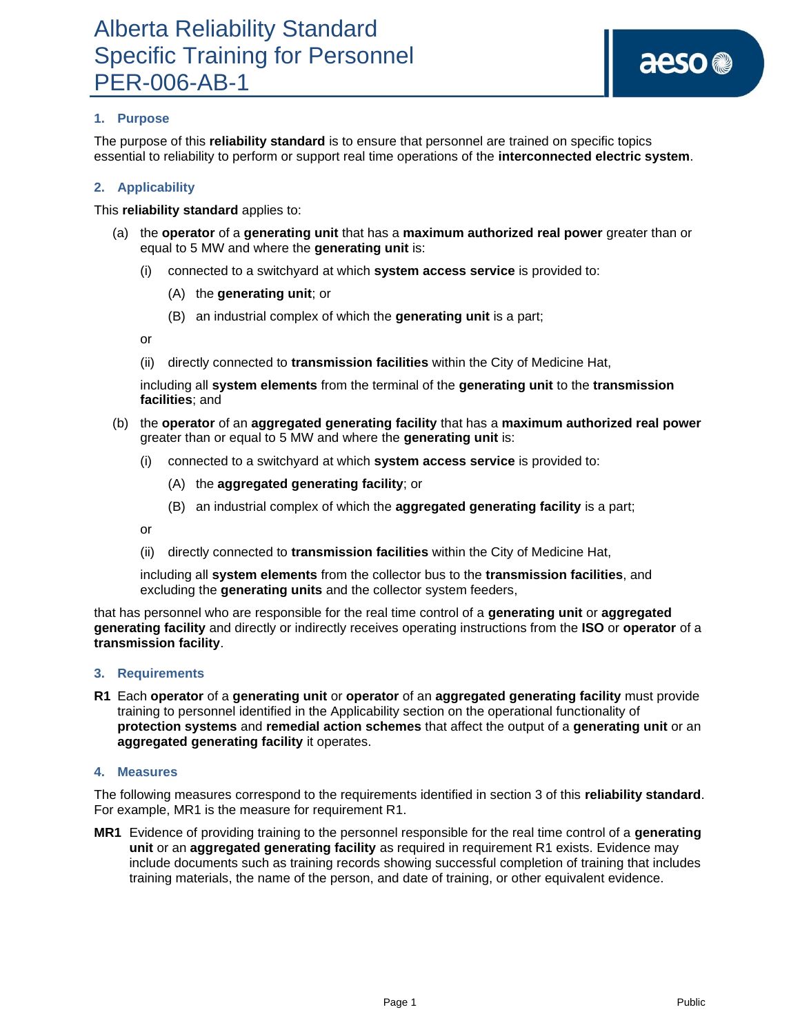# Alberta Reliability Standard
# Specific Training for Personnel
# PER-006-AB-1

## 1. Purpose

The purpose of this **reliability standard** is to ensure that personnel are trained on specific topics essential to reliability to perform or support real time operations of the **interconnected electric system**.

## 2. Applicability

This **reliability standard** applies to:

(a) the **operator** of a **generating unit** that has a **maximum authorized real power** greater than or equal to 5 MW and where the **generating unit** is:

  (i) connected to a switchyard at which **system access service** is provided to:

    (A) the **generating unit**; or

    (B) an industrial complex of which the **generating unit** is a part;

  or

  (ii) directly connected to **transmission facilities** within the City of Medicine Hat,

  including all **system elements** from the terminal of the **generating unit** to the **transmission facilities**; and

(b) the **operator** of an **aggregated generating facility** that has a **maximum authorized real power** greater than or equal to 5 MW and where the **generating unit** is:

  (i) connected to a switchyard at which **system access service** is provided to:

    (A) the **aggregated generating facility**; or

    (B) an industrial complex of which the **aggregated generating facility** is a part;

  or

  (ii) directly connected to **transmission facilities** within the City of Medicine Hat,

  including all **system elements** from the collector bus to the **transmission facilities**, and excluding the **generating units** and the collector system feeders,

that has personnel who are responsible for the real time control of a **generating unit** or **aggregated generating facility** and directly or indirectly receives operating instructions from the **ISO** or **operator** of a **transmission facility**.

## 3. Requirements

**R1** Each **operator** of a **generating unit** or **operator** of an **aggregated generating facility** must provide training to personnel identified in the Applicability section on the operational functionality of **protection systems** and **remedial action schemes** that affect the output of a **generating unit** or an **aggregated generating facility** it operates.

## 4. Measures

The following measures correspond to the requirements identified in section 3 of this **reliability standard**. For example, MR1 is the measure for requirement R1.

**MR1** Evidence of providing training to the personnel responsible for the real time control of a **generating unit** or an **aggregated generating facility** as required in requirement R1 exists. Evidence may include documents such as training records showing successful completion of training that includes training materials, the name of the person, and date of training, or other equivalent evidence.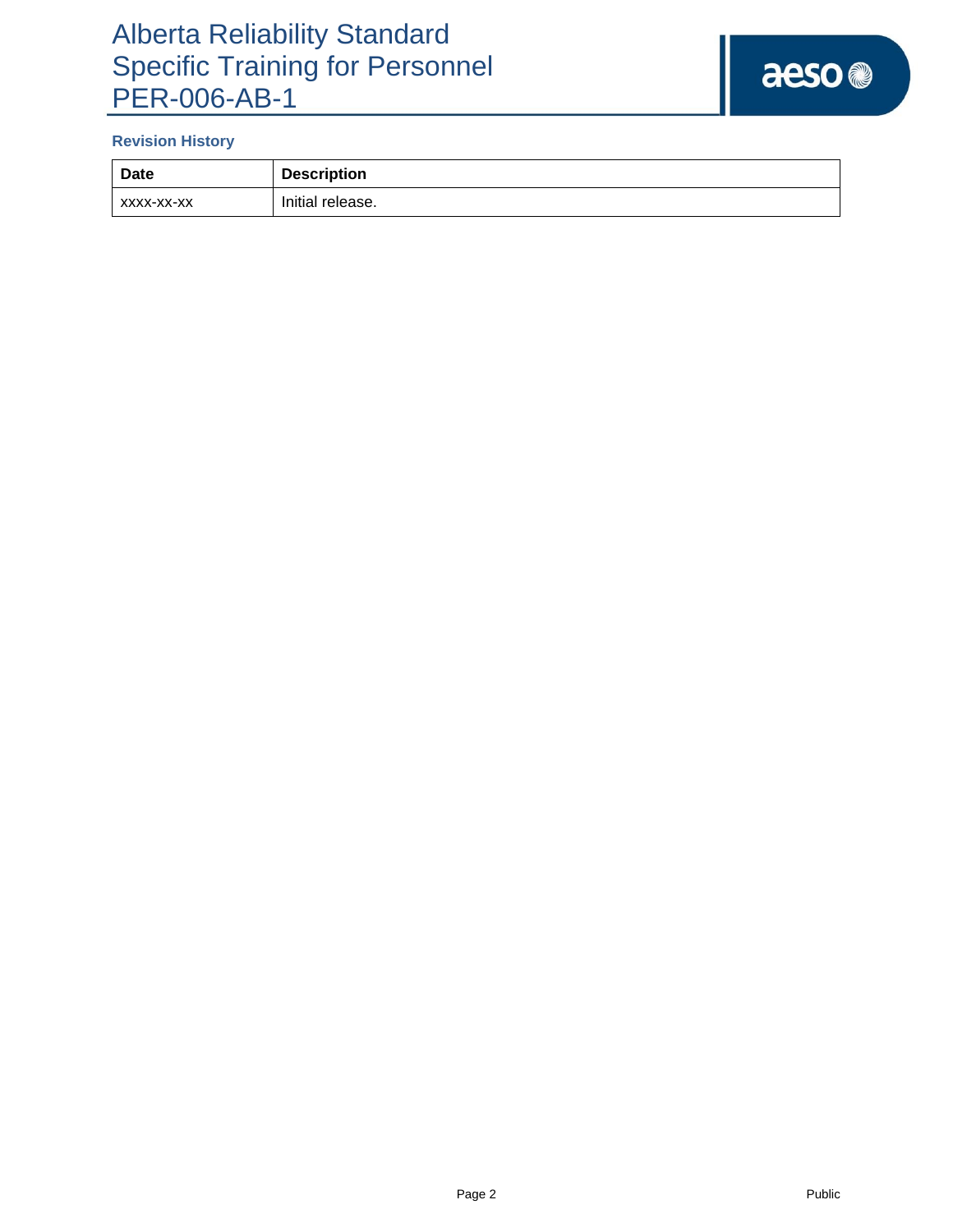**Revision History**

| Date | Description |
| --- | --- |
| xxxx-xx-xx | Initial release. |